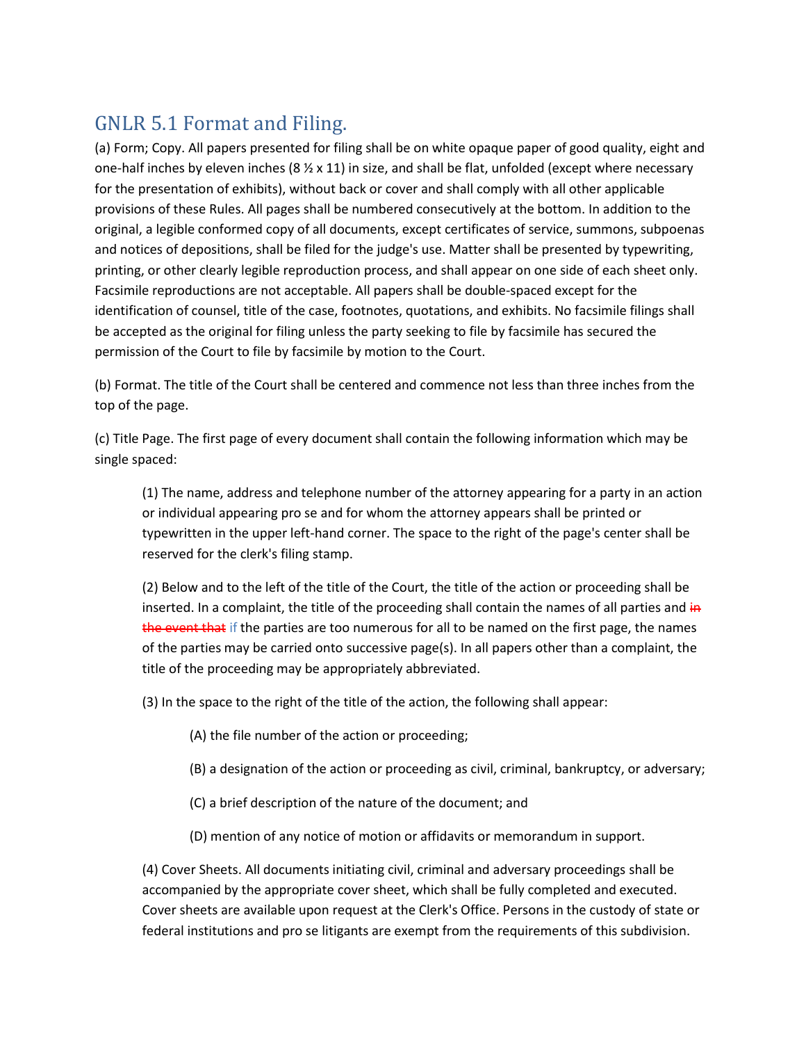## GNLR 5.1 Format and Filing.

(a) Form; Copy. All papers presented for filing shall be on white opaque paper of good quality, eight and one-half inches by eleven inches (8 ½ x 11) in size, and shall be flat, unfolded (except where necessary for the presentation of exhibits), without back or cover and shall comply with all other applicable provisions of these Rules. All pages shall be numbered consecutively at the bottom. In addition to the original, a legible conformed copy of all documents, except certificates of service, summons, subpoenas and notices of depositions, shall be filed for the judge's use. Matter shall be presented by typewriting, printing, or other clearly legible reproduction process, and shall appear on one side of each sheet only. Facsimile reproductions are not acceptable. All papers shall be double-spaced except for the identification of counsel, title of the case, footnotes, quotations, and exhibits. No facsimile filings shall be accepted as the original for filing unless the party seeking to file by facsimile has secured the permission of the Court to file by facsimile by motion to the Court.

(b) Format. The title of the Court shall be centered and commence not less than three inches from the top of the page.

(c) Title Page. The first page of every document shall contain the following information which may be single spaced:

> (1) The name, address and telephone number of the attorney appearing for a party in an action or individual appearing pro se and for whom the attorney appears shall be printed or typewritten in the upper left-hand corner. The space to the right of the page's center shall be reserved for the clerk's filing stamp.
>
> (2) Below and to the left of the title of the Court, the title of the action or proceeding shall be inserted. In a complaint, the title of the proceeding shall contain the names of all parties and ~~in the event that~~ if the parties are too numerous for all to be named on the first page, the names of the parties may be carried onto successive page(s). In all papers other than a complaint, the title of the proceeding may be appropriately abbreviated.
>
> (3) In the space to the right of the title of the action, the following shall appear:
>
> > (A) the file number of the action or proceeding;
> >
> > (B) a designation of the action or proceeding as civil, criminal, bankruptcy, or adversary;
> >
> > (C) a brief description of the nature of the document; and
> >
> > (D) mention of any notice of motion or affidavits or memorandum in support.
>
> (4) Cover Sheets. All documents initiating civil, criminal and adversary proceedings shall be accompanied by the appropriate cover sheet, which shall be fully completed and executed. Cover sheets are available upon request at the Clerk's Office. Persons in the custody of state or federal institutions and pro se litigants are exempt from the requirements of this subdivision.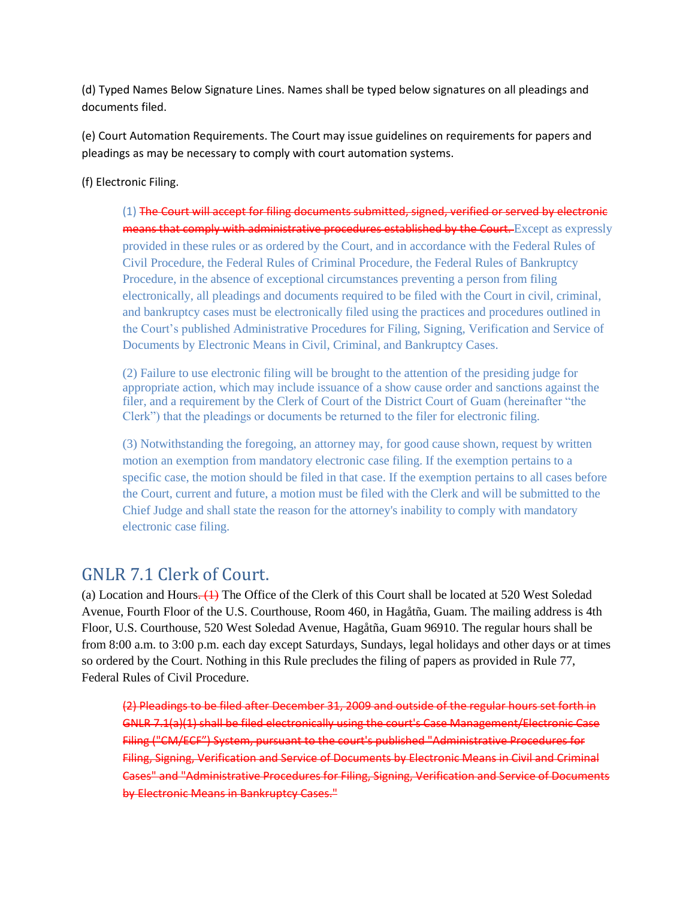(d) Typed Names Below Signature Lines. Names shall be typed below signatures on all pleadings and documents filed.

(e) Court Automation Requirements. The Court may issue guidelines on requirements for papers and pleadings as may be necessary to comply with court automation systems.

(f) Electronic Filing.

> (1) ~~The Court will accept for filing documents submitted, signed, verified or served by electronic means that comply with administrative procedures established by the Court.~~ Except as expressly provided in these rules or as ordered by the Court, and in accordance with the Federal Rules of Civil Procedure, the Federal Rules of Criminal Procedure, the Federal Rules of Bankruptcy Procedure, in the absence of exceptional circumstances preventing a person from filing electronically, all pleadings and documents required to be filed with the Court in civil, criminal, and bankruptcy cases must be electronically filed using the practices and procedures outlined in the Court's published Administrative Procedures for Filing, Signing, Verification and Service of Documents by Electronic Means in Civil, Criminal, and Bankruptcy Cases.
>
> (2) Failure to use electronic filing will be brought to the attention of the presiding judge for appropriate action, which may include issuance of a show cause order and sanctions against the filer, and a requirement by the Clerk of Court of the District Court of Guam (hereinafter "the Clerk") that the pleadings or documents be returned to the filer for electronic filing.
>
> (3) Notwithstanding the foregoing, an attorney may, for good cause shown, request by written motion an exemption from mandatory electronic case filing. If the exemption pertains to a specific case, the motion should be filed in that case. If the exemption pertains to all cases before the Court, current and future, a motion must be filed with the Clerk and will be submitted to the Chief Judge and shall state the reason for the attorney's inability to comply with mandatory electronic case filing.

## GNLR 7.1 Clerk of Court.

(a) Location and Hours~~. (1)~~ The Office of the Clerk of this Court shall be located at 520 West Soledad Avenue, Fourth Floor of the U.S. Courthouse, Room 460, in Hagåtña, Guam. The mailing address is 4th Floor, U.S. Courthouse, 520 West Soledad Avenue, Hagåtña, Guam 96910. The regular hours shall be from 8:00 a.m. to 3:00 p.m. each day except Saturdays, Sundays, legal holidays and other days or at times so ordered by the Court. Nothing in this Rule precludes the filing of papers as provided in Rule 77, Federal Rules of Civil Procedure.

> ~~(2) Pleadings to be filed after December 31, 2009 and outside of the regular hours set forth in GNLR 7.1(a)(1) shall be filed electronically using the court's Case Management/Electronic Case Filing ("CM/ECF") System, pursuant to the court's published "Administrative Procedures for Filing, Signing, Verification and Service of Documents by Electronic Means in Civil and Criminal Cases" and "Administrative Procedures for Filing, Signing, Verification and Service of Documents by Electronic Means in Bankruptcy Cases."~~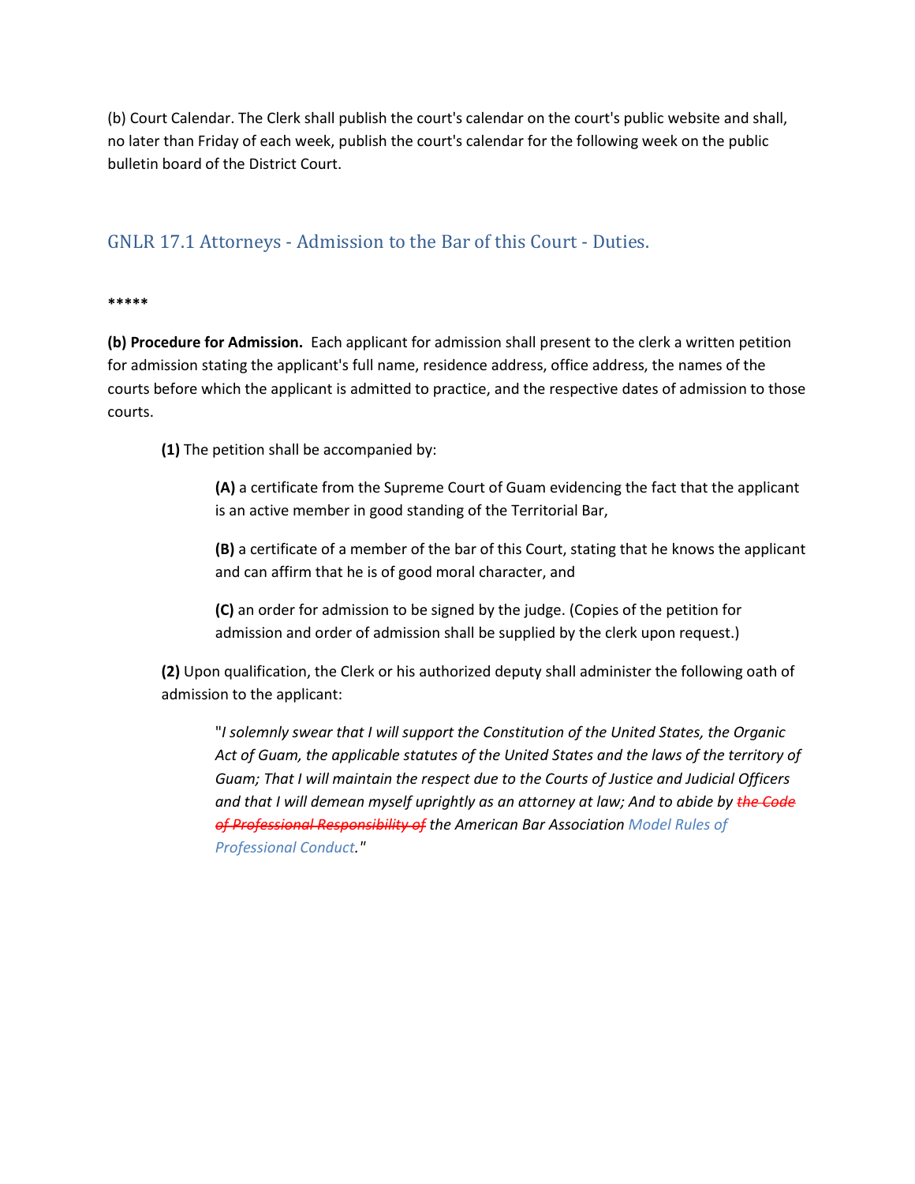(b) Court Calendar. The Clerk shall publish the court's calendar on the court's public website and shall, no later than Friday of each week, publish the court's calendar for the following week on the public bulletin board of the District Court.

## GNLR 17.1 Attorneys - Admission to the Bar of this Court - Duties.

*****

**(b) Procedure for Admission.** Each applicant for admission shall present to the clerk a written petition for admission stating the applicant's full name, residence address, office address, the names of the courts before which the applicant is admitted to practice, and the respective dates of admission to those courts.

**(1)** The petition shall be accompanied by:

**(A)** a certificate from the Supreme Court of Guam evidencing the fact that the applicant is an active member in good standing of the Territorial Bar,

**(B)** a certificate of a member of the bar of this Court, stating that he knows the applicant and can affirm that he is of good moral character, and

**(C)** an order for admission to be signed by the judge. (Copies of the petition for admission and order of admission shall be supplied by the clerk upon request.)

**(2)** Upon qualification, the Clerk or his authorized deputy shall administer the following oath of admission to the applicant:

"*I solemnly swear that I will support the Constitution of the United States, the Organic Act of Guam, the applicable statutes of the United States and the laws of the territory of Guam; That I will maintain the respect due to the Courts of Justice and Judicial Officers and that I will demean myself uprightly as an attorney at law; And to abide by ~~the Code of Professional Responsibility of~~ the American Bar Association Model Rules of Professional Conduct.*"